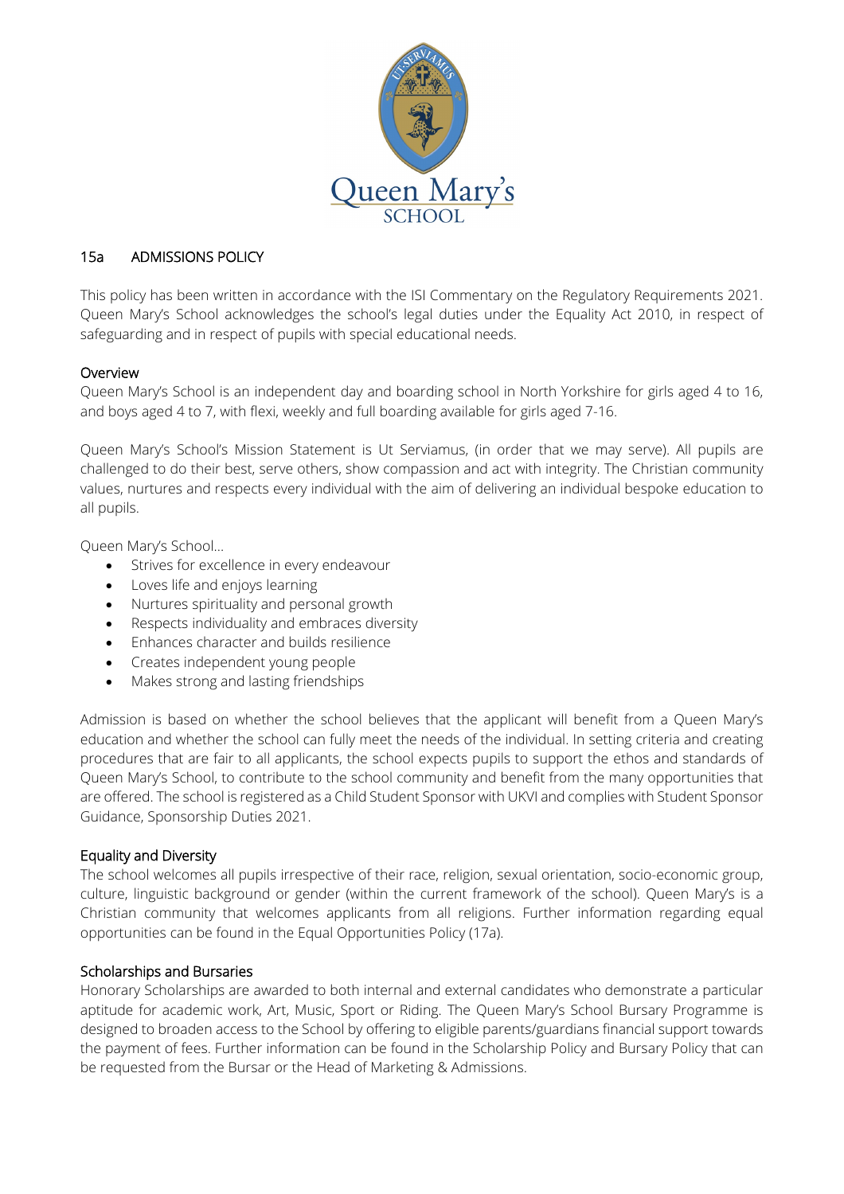## 15a ADMISSIONS POLICY

This policy has been written in accordance with the ISI Commentary on the Regulatory Requirements 2021. Queen Mary's School acknowledges the school's legal duties under the Equality Act 2010, in respect of safeguarding and in respect of pupils with special educational needs.

### Overview

Queen Mary's School is an independent day and boarding school in North Yorkshire for girls aged 4 to 16, and boys aged 4 to 7, with flexi, weekly and full boarding available for girls aged 7-16.

Queen Mary's School's Mission Statement is Ut Serviamus, (in order that we may serve). All pupils are challenged to do their best, serve others, show compassion and act with integrity. The Christian community values, nurtures and respects every individual with the aim of delivering an individual bespoke education to all pupils.

Queen Mary's School…

- Strives for excellence in every endeavour
- Loves life and enjoys learning
- Nurtures spirituality and personal growth
- Respects individuality and embraces diversity
- Enhances character and builds resilience
- Creates independent young people
- Makes strong and lasting friendships

Admission is based on whether the school believes that the applicant will benefit from a Queen Mary's education and whether the school can fully meet the needs of the individual. In setting criteria and creating procedures that are fair to all applicants, the school expects pupils to support the ethos and standards of Queen Mary's School, to contribute to the school community and benefit from the many opportunities that are offered. The school is registered as a Child Student Sponsor with UKVI and complies with Student Sponsor Guidance, Sponsorship Duties 2021.

### Equality and Diversity

The school welcomes all pupils irrespective of their race, religion, sexual orientation, socio-economic group, culture, linguistic background or gender (within the current framework of the school). Queen Mary's is a Christian community that welcomes applicants from all religions. Further information regarding equal opportunities can be found in the Equal Opportunities Policy (17a).

### Scholarships and Bursaries

Honorary Scholarships are awarded to both internal and external candidates who demonstrate a particular aptitude for academic work, Art, Music, Sport or Riding. The Queen Mary's School Bursary Programme is designed to broaden access to the School by offering to eligible parents/guardians financial support towards the payment of fees. Further information can be found in the Scholarship Policy and Bursary Policy that can be requested from the Bursar or the Head of Marketing & Admissions.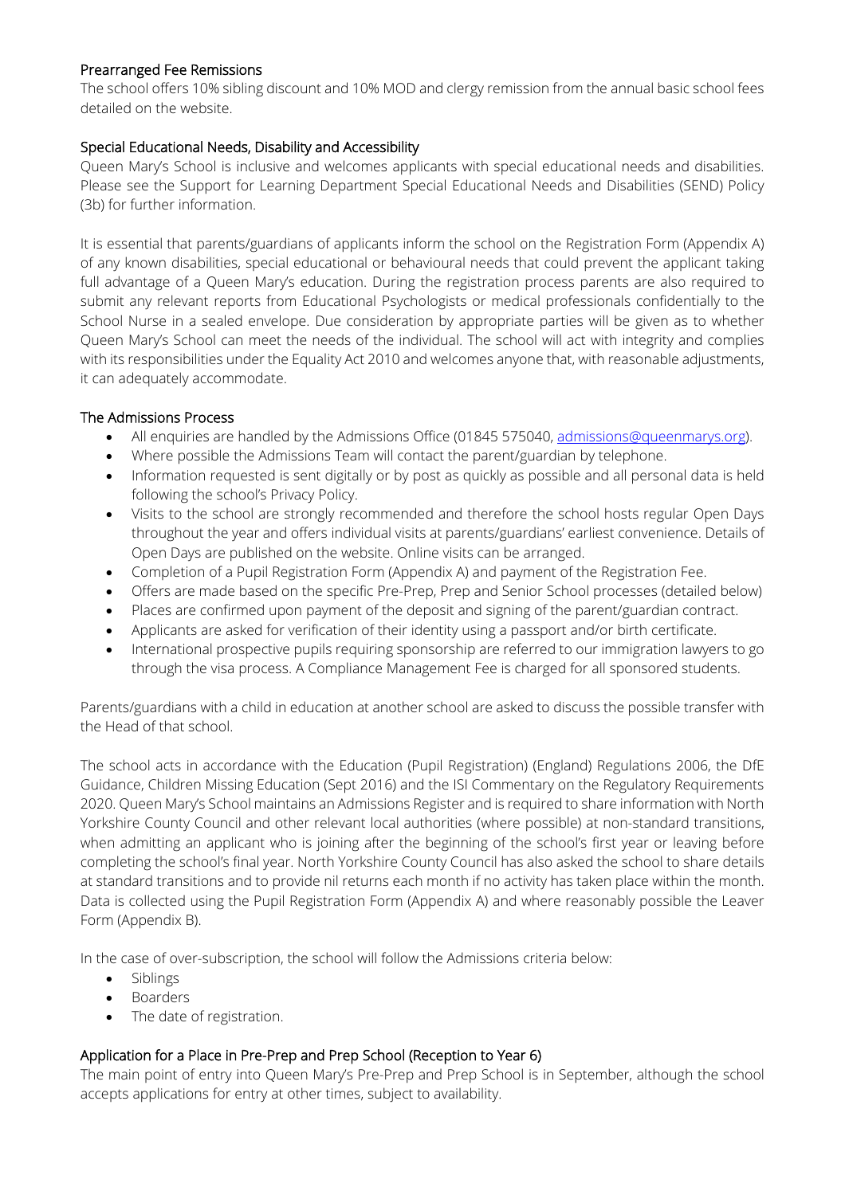### Prearranged Fee Remissions

The school offers 10% sibling discount and 10% MOD and clergy remission from the annual basic school fees detailed on the website.

### Special Educational Needs, Disability and Accessibility

Queen Mary's School is inclusive and welcomes applicants with special educational needs and disabilities. Please see the Support for Learning Department Special Educational Needs and Disabilities (SEND) Policy (3b) for further information.

It is essential that parents/guardians of applicants inform the school on the Registration Form (Appendix A) of any known disabilities, special educational or behavioural needs that could prevent the applicant taking full advantage of a Queen Mary's education. During the registration process parents are also required to submit any relevant reports from Educational Psychologists or medical professionals confidentially to the School Nurse in a sealed envelope. Due consideration by appropriate parties will be given as to whether Queen Mary's School can meet the needs of the individual. The school will act with integrity and complies with its responsibilities under the Equality Act 2010 and welcomes anyone that, with reasonable adjustments, it can adequately accommodate.

### The Admissions Process

- All enquiries are handled by the Admissions Office (01845 575040, [admissions@queenmarys.org](mailto:admissions@queenmarys.org)).
- Where possible the Admissions Team will contact the parent/guardian by telephone.
- Information requested is sent digitally or by post as quickly as possible and all personal data is held following the school's Privacy Policy.
- Visits to the school are strongly recommended and therefore the school hosts regular Open Days throughout the year and offers individual visits at parents/guardians' earliest convenience. Details of Open Days are published on the website. Online visits can be arranged.
- Completion of a Pupil Registration Form (Appendix A) and payment of the Registration Fee.
- Offers are made based on the specific Pre-Prep, Prep and Senior School processes (detailed below)
- Places are confirmed upon payment of the deposit and signing of the parent/guardian contract.
- Applicants are asked for verification of their identity using a passport and/or birth certificate.
- International prospective pupils requiring sponsorship are referred to our immigration lawyers to go through the visa process. A Compliance Management Fee is charged for all sponsored students.

Parents/guardians with a child in education at another school are asked to discuss the possible transfer with the Head of that school.

The school acts in accordance with the Education (Pupil Registration) (England) Regulations 2006, the DfE Guidance, Children Missing Education (Sept 2016) and the ISI Commentary on the Regulatory Requirements 2020. Queen Mary's School maintains an Admissions Register and is required to share information with North Yorkshire County Council and other relevant local authorities (where possible) at non-standard transitions, when admitting an applicant who is joining after the beginning of the school's first year or leaving before completing the school's final year. North Yorkshire County Council has also asked the school to share details at standard transitions and to provide nil returns each month if no activity has taken place within the month. Data is collected using the Pupil Registration Form (Appendix A) and where reasonably possible the Leaver Form (Appendix B).

In the case of over-subscription, the school will follow the Admissions criteria below:

- Siblings
- Boarders
- The date of registration.

### Application for a Place in Pre-Prep and Prep School (Reception to Year 6)

The main point of entry into Queen Mary's Pre-Prep and Prep School is in September, although the school accepts applications for entry at other times, subject to availability.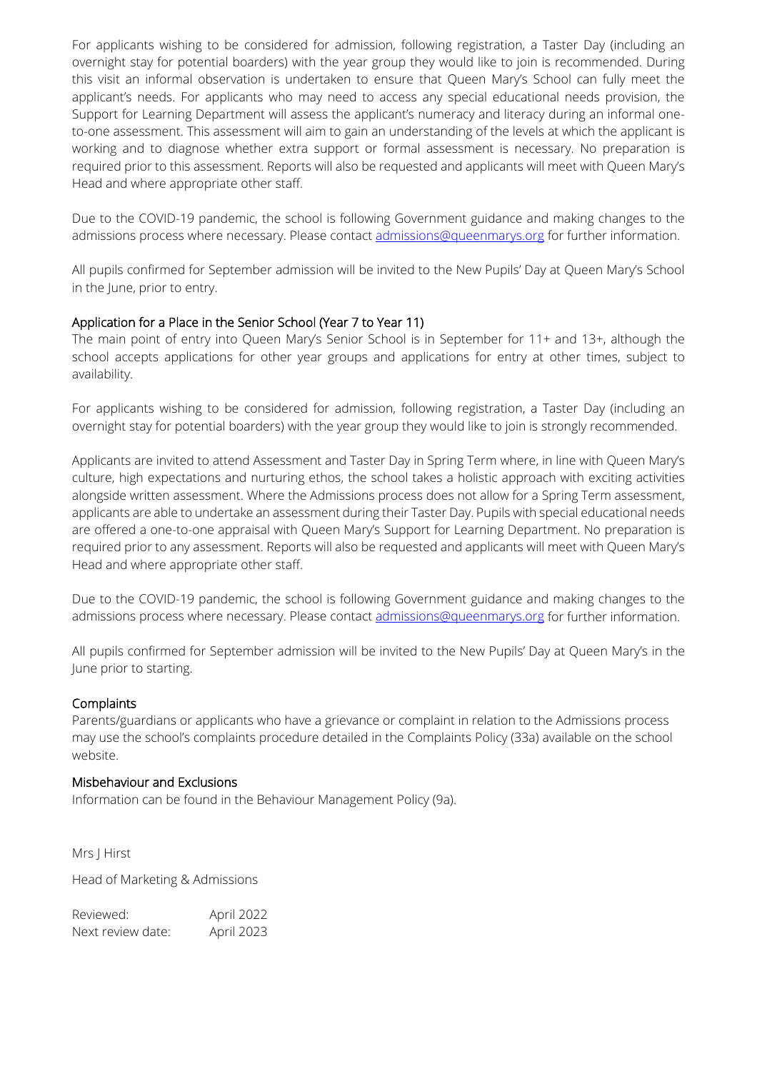For applicants wishing to be considered for admission, following registration, a Taster Day (including an overnight stay for potential boarders) with the year group they would like to join is recommended. During this visit an informal observation is undertaken to ensure that Queen Mary's School can fully meet the applicant's needs. For applicants who may need to access any special educational needs provision, the Support for Learning Department will assess the applicant's numeracy and literacy during an informal one-to-one assessment. This assessment will aim to gain an understanding of the levels at which the applicant is working and to diagnose whether extra support or formal assessment is necessary. No preparation is required prior to this assessment. Reports will also be requested and applicants will meet with Queen Mary's Head and where appropriate other staff.

Due to the COVID-19 pandemic, the school is following Government guidance and making changes to the admissions process where necessary. Please contact [admissions@queenmarys.org](mailto:admissions@queenmarys.org) for further information.

All pupils confirmed for September admission will be invited to the New Pupils' Day at Queen Mary's School in the June, prior to entry.

## Application for a Place in the Senior School (Year 7 to Year 11)

The main point of entry into Queen Mary's Senior School is in September for 11+ and 13+, although the school accepts applications for other year groups and applications for entry at other times, subject to availability.

For applicants wishing to be considered for admission, following registration, a Taster Day (including an overnight stay for potential boarders) with the year group they would like to join is strongly recommended.

Applicants are invited to attend Assessment and Taster Day in Spring Term where, in line with Queen Mary's culture, high expectations and nurturing ethos, the school takes a holistic approach with exciting activities alongside written assessment. Where the Admissions process does not allow for a Spring Term assessment, applicants are able to undertake an assessment during their Taster Day. Pupils with special educational needs are offered a one-to-one appraisal with Queen Mary's Support for Learning Department. No preparation is required prior to any assessment. Reports will also be requested and applicants will meet with Queen Mary's Head and where appropriate other staff.

Due to the COVID-19 pandemic, the school is following Government guidance and making changes to the admissions process where necessary. Please contact [admissions@queenmarys.org](mailto:admissions@queenmarys.org) for further information.

All pupils confirmed for September admission will be invited to the New Pupils' Day at Queen Mary's in the June prior to starting.

## Complaints

Parents/guardians or applicants who have a grievance or complaint in relation to the Admissions process may use the school's complaints procedure detailed in the Complaints Policy (33a) available on the school website.

## Misbehaviour and Exclusions

Information can be found in the Behaviour Management Policy (9a).

Mrs J Hirst

Head of Marketing & Admissions

| Reviewed: | April 2022 |
|---|---|
| Next review date: | April 2023 |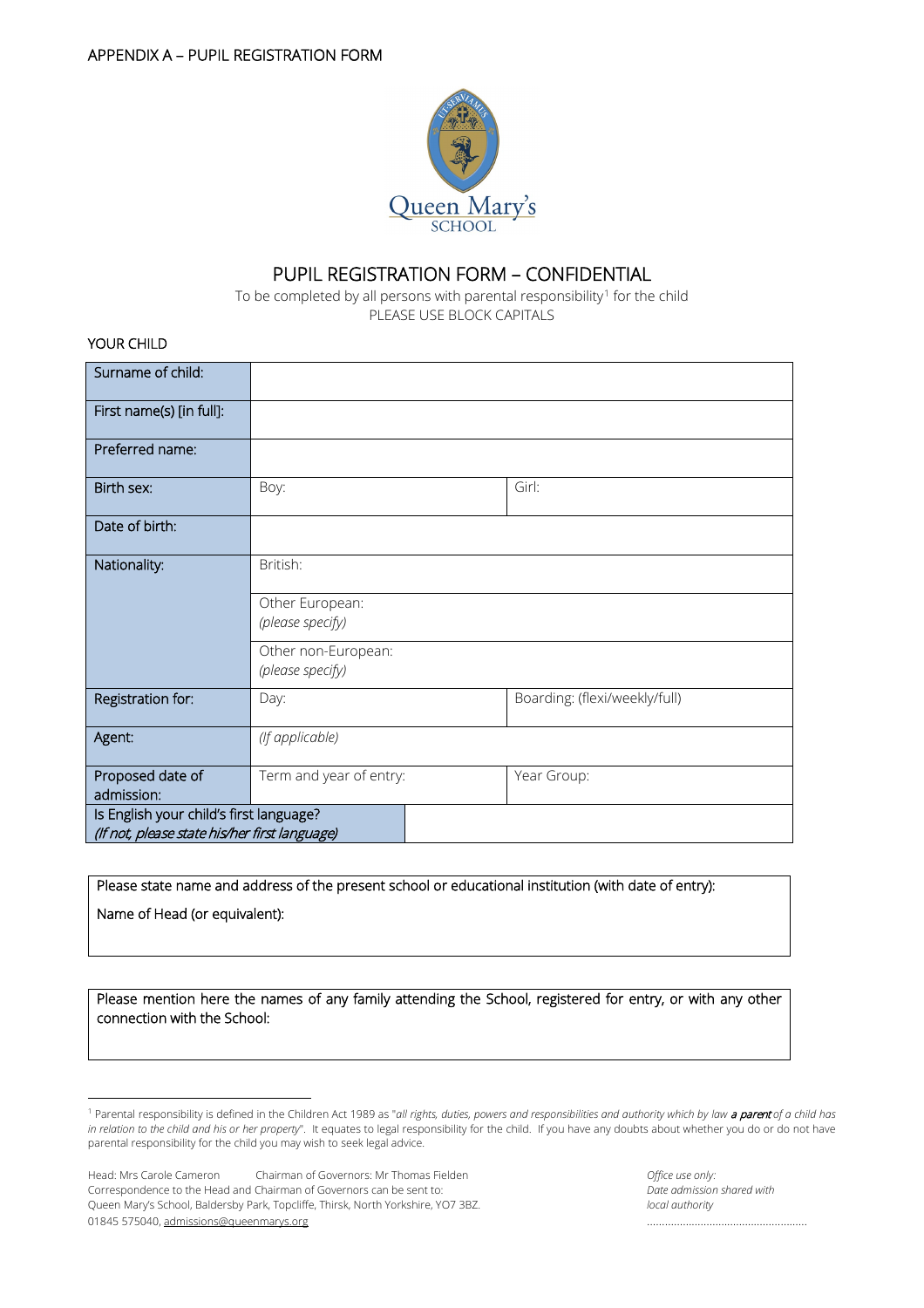APPENDIX A – PUPIL REGISTRATION FORM

Queen Mary's SCHOOL

# PUPIL REGISTRATION FORM – CONFIDENTIAL

To be completed by all persons with parental responsibility[1] for the child
PLEASE USE BLOCK CAPITALS

## YOUR CHILD

| | | |
|---|---|---|
| Surname of child: | | |
| First name(s) [in full]: | | |
| Preferred name: | | |
| Birth sex: | Boy: | Girl: |
| Date of birth: | | |
| Nationality: | British: | |
| | Other European: *(please specify)* | |
| | Other non-European: *(please specify)* | |
| Registration for: | Day: | Boarding: (flexi/weekly/full) |
| Agent: | *(If applicable)* | |
| Proposed date of admission: | Term and year of entry: | Year Group: |
| Is English your child's first language? *(If not, please state his/her first language)* | | |

Please state name and address of the present school or educational institution (with date of entry):

Name of Head (or equivalent):

Please mention here the names of any family attending the School, registered for entry, or with any other connection with the School:

[1] Parental responsibility is defined in the Children Act 1989 as "*all rights, duties, powers and responsibilities and authority which by law **a parent** of a child has in relation to the child and his or her property*". It equates to legal responsibility for the child. If you have any doubts about whether you do or do not have parental responsibility for the child you may wish to seek legal advice.

Head: Mrs Carole Cameron Chairman of Governors: Mr Thomas Fielden
Correspondence to the Head and Chairman of Governors can be sent to:
Queen Mary's School, Baldersby Park, Topcliffe, Thirsk, North Yorkshire, YO7 3BZ.
01845 575040, admissions@queenmarys.org

*Office use only:*
*Date admission shared with local authority*
………………………………………………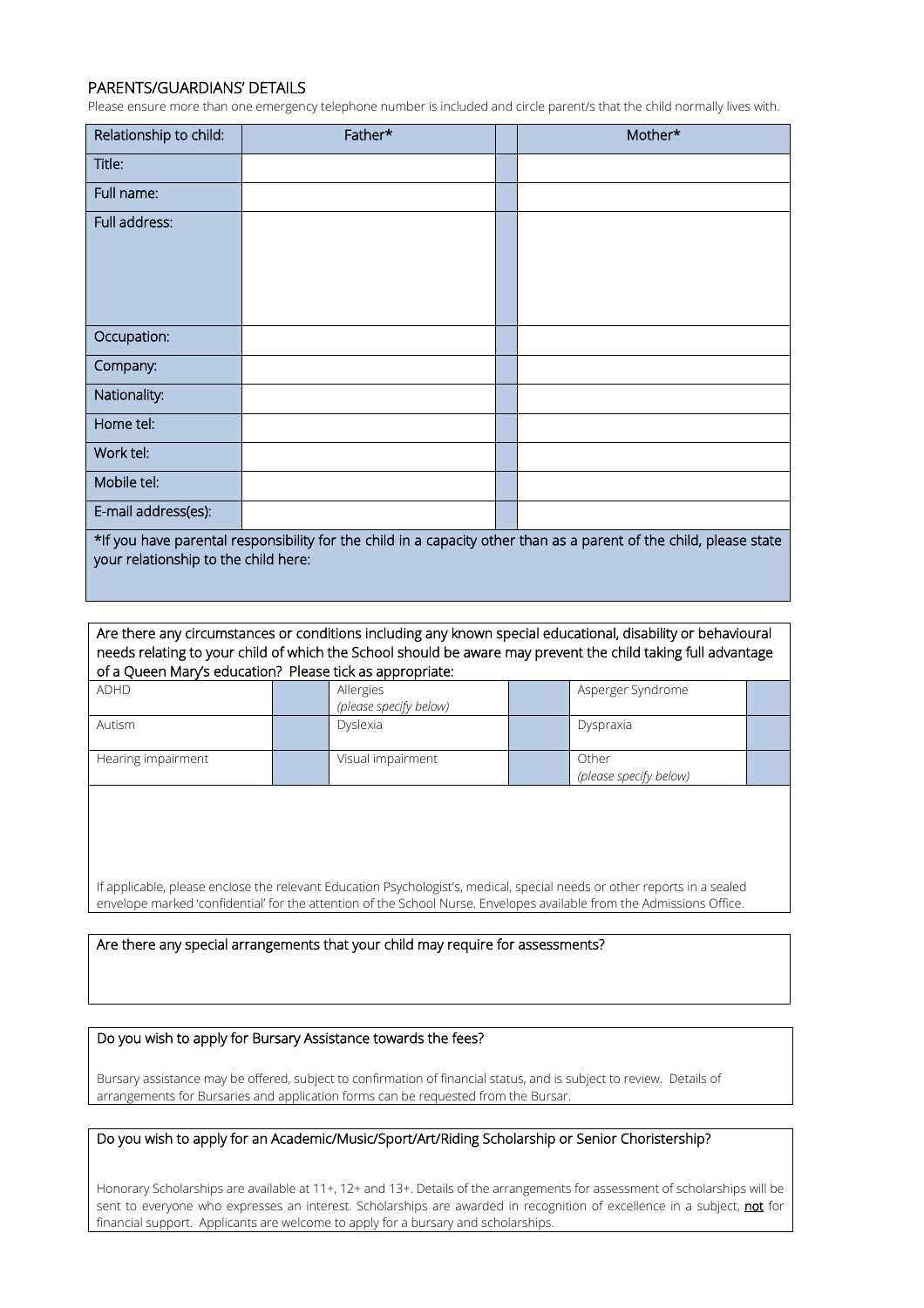## PARENTS/GUARDIANS' DETAILS

Please ensure more than one emergency telephone number is included and circle parent/s that the child normally lives with.

| Relationship to child: | Father* | | Mother* |
|---|---|---|---|
| Title: | | | |
| Full name: | | | |
| Full address: | | | |
| Occupation: | | | |
| Company: | | | |
| Nationality: | | | |
| Home tel: | | | |
| Work tel: | | | |
| Mobile tel: | | | |
| E-mail address(es): | | | |

*If you have parental responsibility for the child in a capacity other than as a parent of the child, please state your relationship to the child here:

Are there any circumstances or conditions including any known special educational, disability or behavioural needs relating to your child of which the School should be aware may prevent the child taking full advantage of a Queen Mary's education? Please tick as appropriate:

| | | | | | |
|---|---|---|---|---|---|
| ADHD | | Allergies *(please specify below)* | | Asperger Syndrome | |
| Autism | | Dyslexia | | Dyspraxia | |
| Hearing impairment | | Visual impairment | | Other *(please specify below)* | |

If applicable, please enclose the relevant Education Psychologist's, medical, special needs or other reports in a sealed envelope marked 'confidential' for the attention of the School Nurse. Envelopes available from the Admissions Office.

Are there any special arrangements that your child may require for assessments?

Do you wish to apply for Bursary Assistance towards the fees?

Bursary assistance may be offered, subject to confirmation of financial status, and is subject to review. Details of arrangements for Bursaries and application forms can be requested from the Bursar.

Do you wish to apply for an Academic/Music/Sport/Art/Riding Scholarship or Senior Choristership?

Honorary Scholarships are available at 11+, 12+ and 13+. Details of the arrangements for assessment of scholarships will be sent to everyone who expresses an interest. Scholarships are awarded in recognition of excellence in a subject, **not** for financial support. Applicants are welcome to apply for a bursary and scholarships.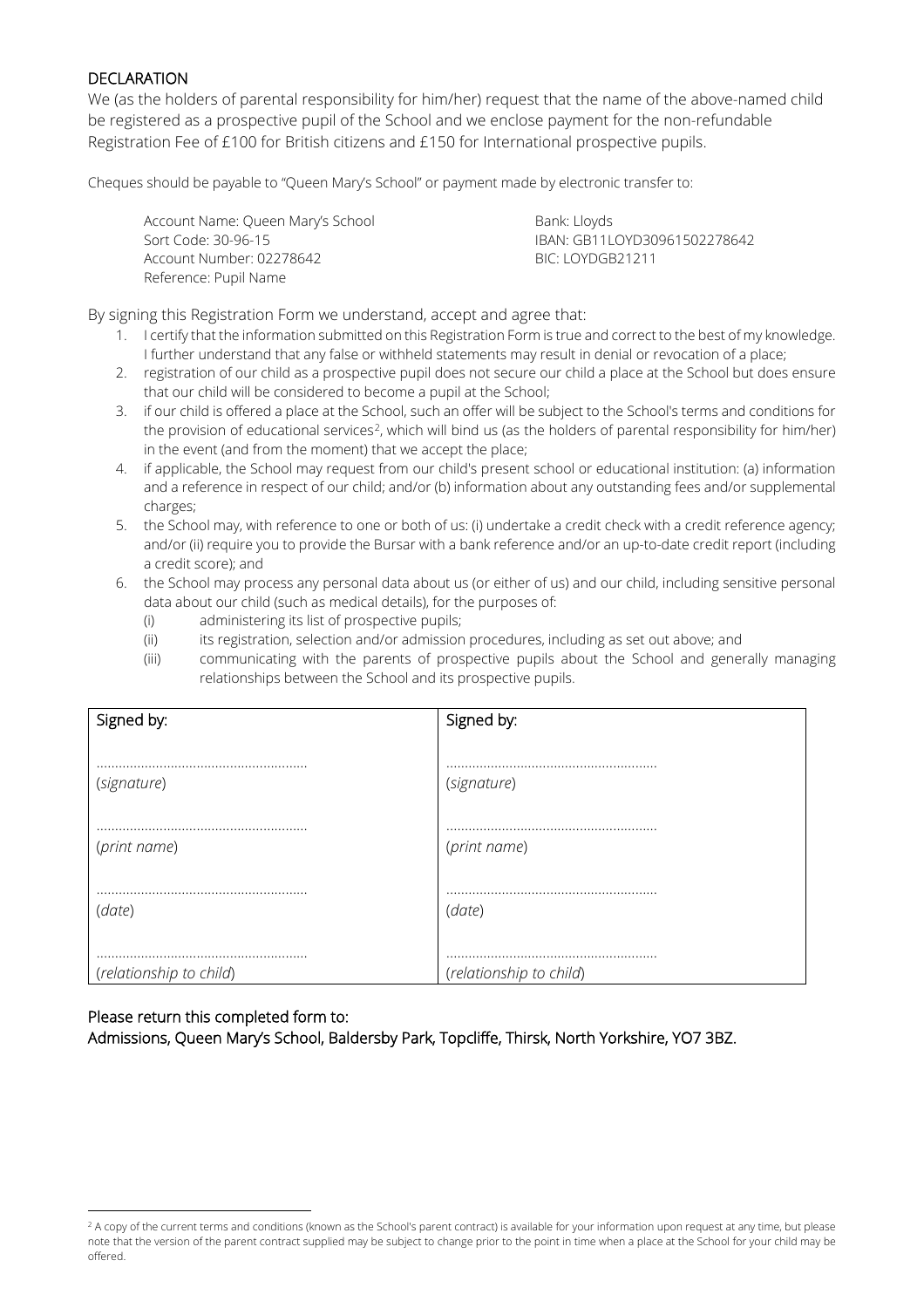## DECLARATION

We (as the holders of parental responsibility for him/her) request that the name of the above-named child be registered as a prospective pupil of the School and we enclose payment for the non-refundable Registration Fee of £100 for British citizens and £150 for International prospective pupils.

Cheques should be payable to "Queen Mary's School" or payment made by electronic transfer to:

Account Name: Queen Mary's School
Sort Code: 30-96-15
Account Number: 02278642
Reference: Pupil Name

Bank: Lloyds
IBAN: GB11LOYD30961502278642
BIC: LOYDGB21211

By signing this Registration Form we understand, accept and agree that:

1. I certify that the information submitted on this Registration Form is true and correct to the best of my knowledge. I further understand that any false or withheld statements may result in denial or revocation of a place;
2. registration of our child as a prospective pupil does not secure our child a place at the School but does ensure that our child will be considered to become a pupil at the School;
3. if our child is offered a place at the School, such an offer will be subject to the School's terms and conditions for the provision of educational services[2], which will bind us (as the holders of parental responsibility for him/her) in the event (and from the moment) that we accept the place;
4. if applicable, the School may request from our child's present school or educational institution: (a) information and a reference in respect of our child; and/or (b) information about any outstanding fees and/or supplemental charges;
5. the School may, with reference to one or both of us: (i) undertake a credit check with a credit reference agency; and/or (ii) require you to provide the Bursar with a bank reference and/or an up-to-date credit report (including a credit score); and
6. the School may process any personal data about us (or either of us) and our child, including sensitive personal data about our child (such as medical details), for the purposes of:
   - (i) administering its list of prospective pupils;
   - (ii) its registration, selection and/or admission procedures, including as set out above; and
   - (iii) communicating with the parents of prospective pupils about the School and generally managing relationships between the School and its prospective pupils.

| Signed by: | Signed by: |
|---|---|
| ........................................................ (*signature*) | ........................................................ (*signature*) |
| ........................................................ (*print name*) | ........................................................ (*print name*) |
| ........................................................ (*date*) | ........................................................ (*date*) |
| ........................................................ (*relationship to child*) | ........................................................ (*relationship to child*) |

Please return this completed form to:
Admissions, Queen Mary's School, Baldersby Park, Topcliffe, Thirsk, North Yorkshire, YO7 3BZ.

[2] A copy of the current terms and conditions (known as the School's parent contract) is available for your information upon request at any time, but please note that the version of the parent contract supplied may be subject to change prior to the point in time when a place at the School for your child may be offered.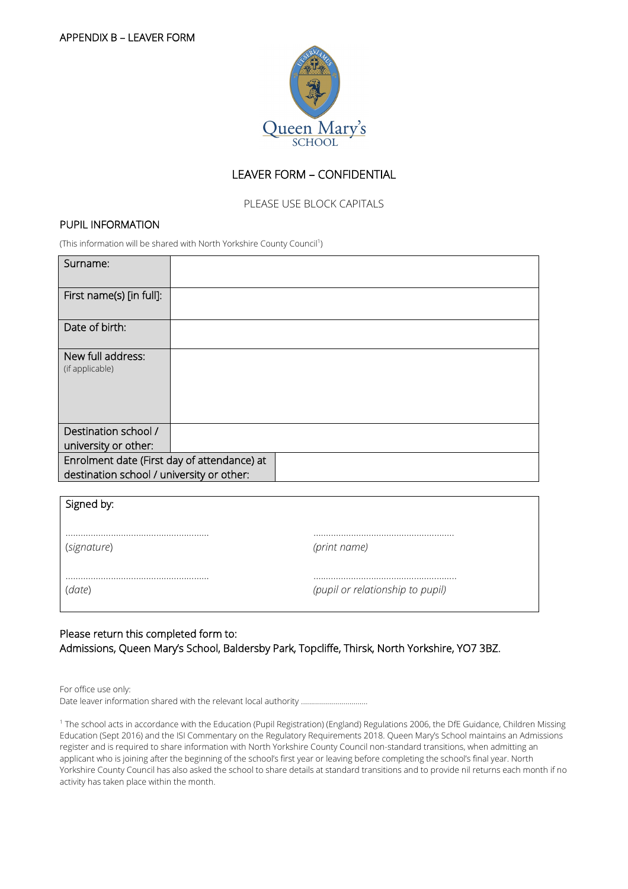APPENDIX B – LEAVER FORM

Queen Mary's SCHOOL

# LEAVER FORM – CONFIDENTIAL

PLEASE USE BLOCK CAPITALS

## PUPIL INFORMATION

(This information will be shared with North Yorkshire County Council[1])

| | |
|---|---|
| Surname: | |
| First name(s) [in full]: | |
| Date of birth: | |
| New full address: (if applicable) | |
| Destination school / university or other: | |
| Enrolment date (First day of attendance) at destination school / university or other: | |

Signed by:

| | |
|---|---|
| ........................................................ (*signature*) | ........................................................ *(print name)* |
| ........................................................ (*date*) | ........................................................ *(pupil or relationship to pupil)* |

Please return this completed form to:
Admissions, Queen Mary's School, Baldersby Park, Topcliffe, Thirsk, North Yorkshire, YO7 3BZ.

For office use only:
Date leaver information shared with the relevant local authority ................................

[1] The school acts in accordance with the Education (Pupil Registration) (England) Regulations 2006, the DfE Guidance, Children Missing Education (Sept 2016) and the ISI Commentary on the Regulatory Requirements 2018. Queen Mary's School maintains an Admissions register and is required to share information with North Yorkshire County Council non-standard transitions, when admitting an applicant who is joining after the beginning of the school's first year or leaving before completing the school's final year. North Yorkshire County Council has also asked the school to share details at standard transitions and to provide nil returns each month if no activity has taken place within the month.